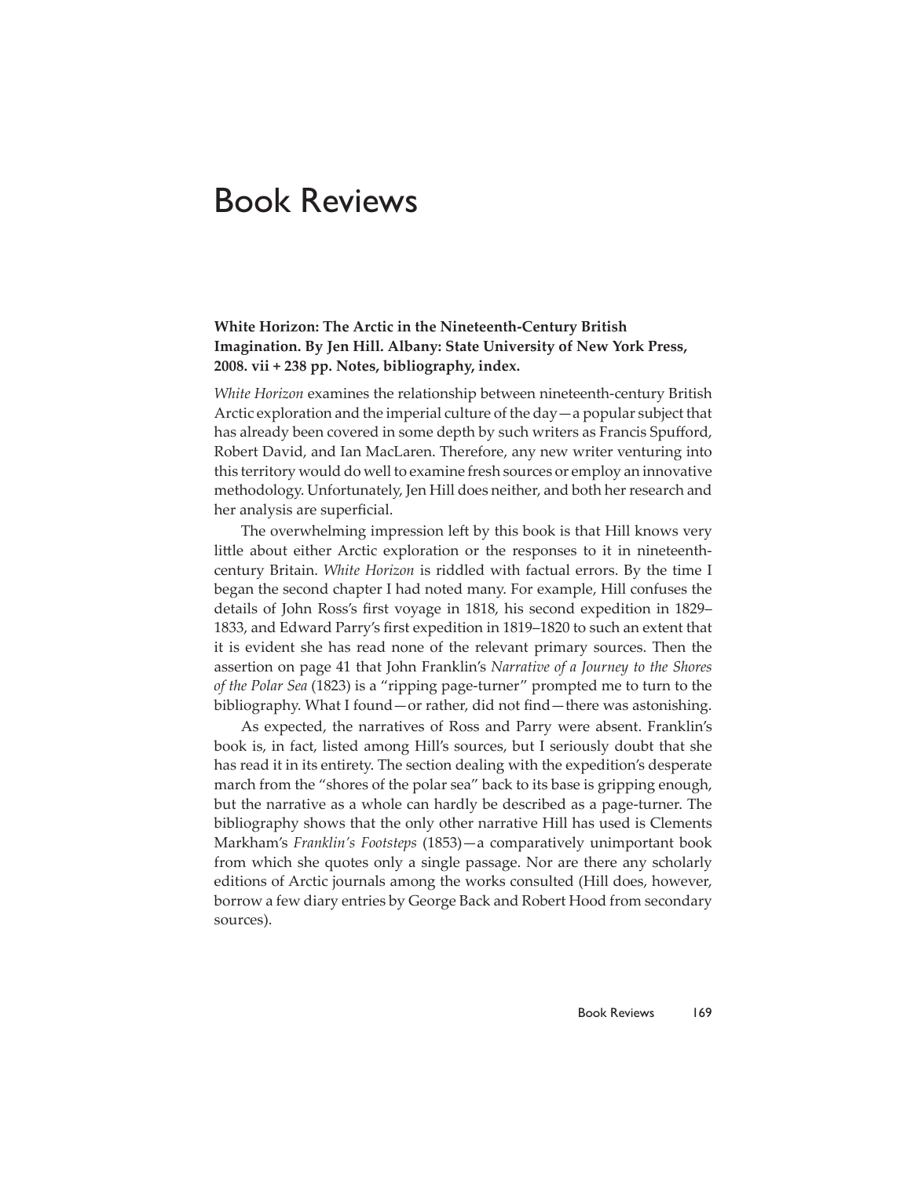# Book Reviews

**White Horizon: The Arctic in the Nineteenth-Century British Imagination. By Jen Hill. Albany: State University of New York Press, 2008. vii + 238 pp. Notes, bibliography, index.**

*White Horizon* examines the relationship between nineteenth-century British Arctic exploration and the imperial culture of the day—a popular subject that has already been covered in some depth by such writers as Francis Spufford, Robert David, and Ian MacLaren. Therefore, any new writer venturing into this territory would do well to examine fresh sources or employ an innovative methodology. Unfortunately, Jen Hill does neither, and both her research and her analysis are superficial.

The overwhelming impression left by this book is that Hill knows very little about either Arctic exploration or the responses to it in nineteenth-century Britain. *White Horizon* is riddled with factual errors. By the time I began the second chapter I had noted many. For example, Hill confuses the details of John Ross's first voyage in 1818, his second expedition in 1829–1833, and Edward Parry's first expedition in 1819–1820 to such an extent that it is evident she has read none of the relevant primary sources. Then the assertion on page 41 that John Franklin's *Narrative of a Journey to the Shores of the Polar Sea* (1823) is a "ripping page-turner" prompted me to turn to the bibliography. What I found—or rather, did not find—there was astonishing.

As expected, the narratives of Ross and Parry were absent. Franklin's book is, in fact, listed among Hill's sources, but I seriously doubt that she has read it in its entirety. The section dealing with the expedition's desperate march from the "shores of the polar sea" back to its base is gripping enough, but the narrative as a whole can hardly be described as a page-turner. The bibliography shows that the only other narrative Hill has used is Clements Markham's *Franklin's Footsteps* (1853)—a comparatively unimportant book from which she quotes only a single passage. Nor are there any scholarly editions of Arctic journals among the works consulted (Hill does, however, borrow a few diary entries by George Back and Robert Hood from secondary sources).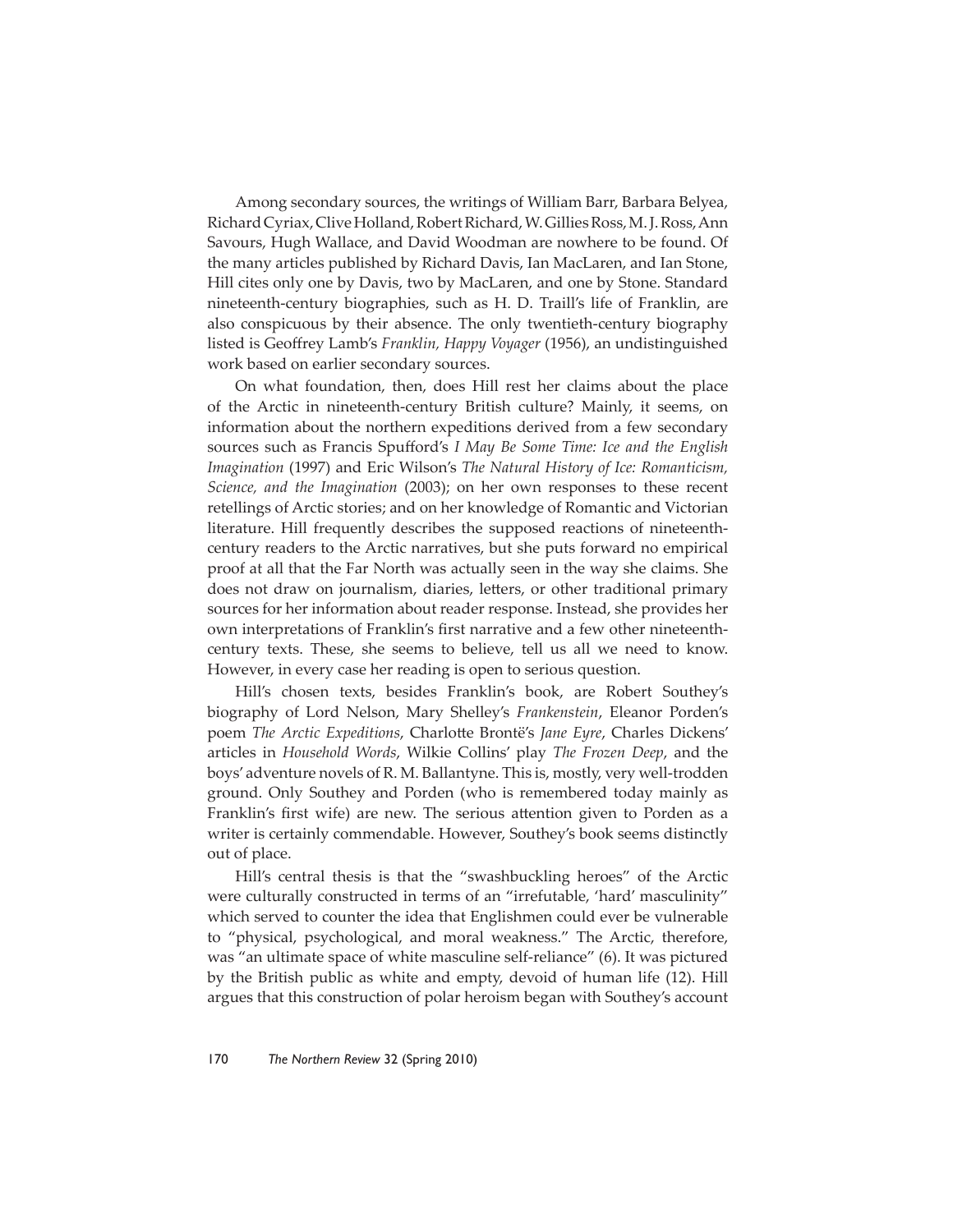Among secondary sources, the writings of William Barr, Barbara Belyea, Richard Cyriax, Clive Holland, Robert Richard, W. Gillies Ross, M. J. Ross, Ann Savours, Hugh Wallace, and David Woodman are nowhere to be found. Of the many articles published by Richard Davis, Ian MacLaren, and Ian Stone, Hill cites only one by Davis, two by MacLaren, and one by Stone. Standard nineteenth-century biographies, such as H. D. Traill's life of Franklin, are also conspicuous by their absence. The only twentieth-century biography listed is Geoffrey Lamb's *Franklin, Happy Voyager* (1956), an undistinguished work based on earlier secondary sources.

On what foundation, then, does Hill rest her claims about the place of the Arctic in nineteenth-century British culture? Mainly, it seems, on information about the northern expeditions derived from a few secondary sources such as Francis Spufford's *I May Be Some Time: Ice and the English Imagination* (1997) and Eric Wilson's *The Natural History of Ice: Romanticism, Science, and the Imagination* (2003); on her own responses to these recent retellings of Arctic stories; and on her knowledge of Romantic and Victorian literature. Hill frequently describes the supposed reactions of nineteenth-century readers to the Arctic narratives, but she puts forward no empirical proof at all that the Far North was actually seen in the way she claims. She does not draw on journalism, diaries, letters, or other traditional primary sources for her information about reader response. Instead, she provides her own interpretations of Franklin's first narrative and a few other nineteenth-century texts. These, she seems to believe, tell us all we need to know. However, in every case her reading is open to serious question.

Hill's chosen texts, besides Franklin's book, are Robert Southey's biography of Lord Nelson, Mary Shelley's *Frankenstein*, Eleanor Porden's poem *The Arctic Expeditions*, Charlotte Brontë's *Jane Eyre*, Charles Dickens' articles in *Household Words*, Wilkie Collins' play *The Frozen Deep*, and the boys' adventure novels of R. M. Ballantyne. This is, mostly, very well-trodden ground. Only Southey and Porden (who is remembered today mainly as Franklin's first wife) are new. The serious attention given to Porden as a writer is certainly commendable. However, Southey's book seems distinctly out of place.

Hill's central thesis is that the "swashbuckling heroes" of the Arctic were culturally constructed in terms of an "irrefutable, 'hard' masculinity" which served to counter the idea that Englishmen could ever be vulnerable to "physical, psychological, and moral weakness." The Arctic, therefore, was "an ultimate space of white masculine self-reliance" (6). It was pictured by the British public as white and empty, devoid of human life (12). Hill argues that this construction of polar heroism began with Southey's account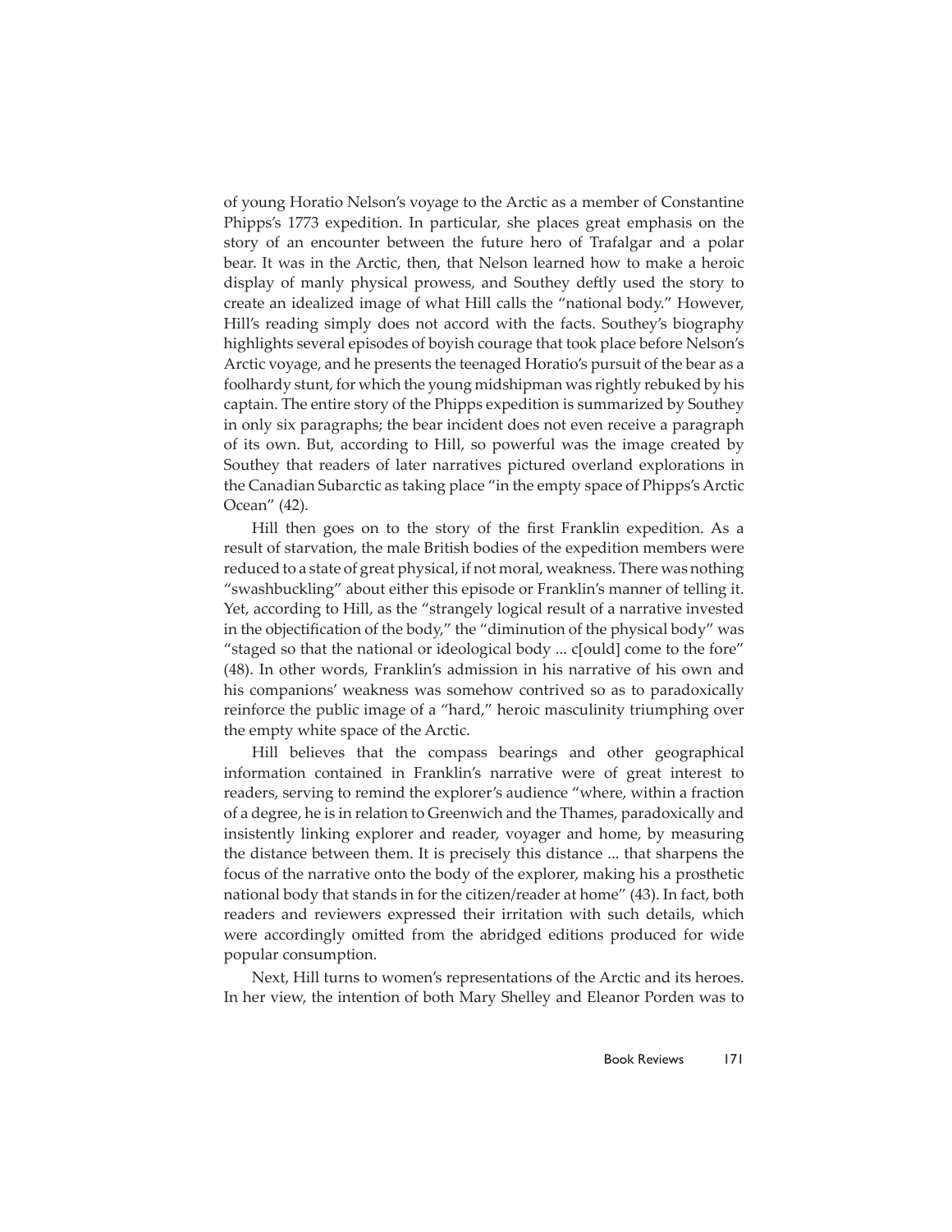of young Horatio Nelson's voyage to the Arctic as a member of Constantine Phipps's 1773 expedition. In particular, she places great emphasis on the story of an encounter between the future hero of Trafalgar and a polar bear. It was in the Arctic, then, that Nelson learned how to make a heroic display of manly physical prowess, and Southey deftly used the story to create an idealized image of what Hill calls the "national body." However, Hill's reading simply does not accord with the facts. Southey's biography highlights several episodes of boyish courage that took place before Nelson's Arctic voyage, and he presents the teenaged Horatio's pursuit of the bear as a foolhardy stunt, for which the young midshipman was rightly rebuked by his captain. The entire story of the Phipps expedition is summarized by Southey in only six paragraphs; the bear incident does not even receive a paragraph of its own. But, according to Hill, so powerful was the image created by Southey that readers of later narratives pictured overland explorations in the Canadian Subarctic as taking place "in the empty space of Phipps's Arctic Ocean" (42).

Hill then goes on to the story of the first Franklin expedition. As a result of starvation, the male British bodies of the expedition members were reduced to a state of great physical, if not moral, weakness. There was nothing "swashbuckling" about either this episode or Franklin's manner of telling it. Yet, according to Hill, as the "strangely logical result of a narrative invested in the objectification of the body," the "diminution of the physical body" was "staged so that the national or ideological body ... c[ould] come to the fore" (48). In other words, Franklin's admission in his narrative of his own and his companions' weakness was somehow contrived so as to paradoxically reinforce the public image of a "hard," heroic masculinity triumphing over the empty white space of the Arctic.

Hill believes that the compass bearings and other geographical information contained in Franklin's narrative were of great interest to readers, serving to remind the explorer's audience "where, within a fraction of a degree, he is in relation to Greenwich and the Thames, paradoxically and insistently linking explorer and reader, voyager and home, by measuring the distance between them. It is precisely this distance ... that sharpens the focus of the narrative onto the body of the explorer, making his a prosthetic national body that stands in for the citizen/reader at home" (43). In fact, both readers and reviewers expressed their irritation with such details, which were accordingly omitted from the abridged editions produced for wide popular consumption.

Next, Hill turns to women's representations of the Arctic and its heroes. In her view, the intention of both Mary Shelley and Eleanor Porden was to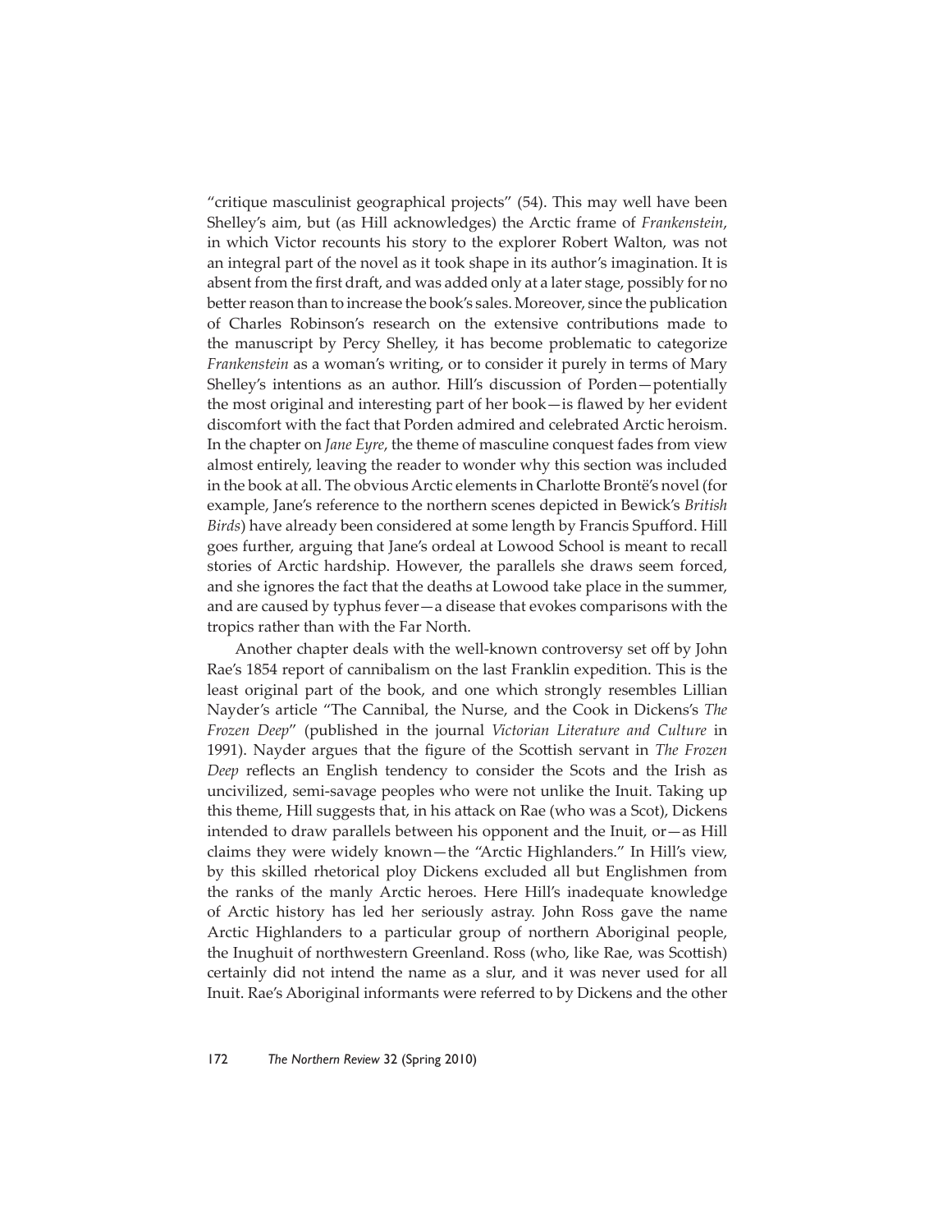"critique masculinist geographical projects" (54). This may well have been Shelley's aim, but (as Hill acknowledges) the Arctic frame of *Frankenstein*, in which Victor recounts his story to the explorer Robert Walton, was not an integral part of the novel as it took shape in its author's imagination. It is absent from the first draft, and was added only at a later stage, possibly for no better reason than to increase the book's sales. Moreover, since the publication of Charles Robinson's research on the extensive contributions made to the manuscript by Percy Shelley, it has become problematic to categorize *Frankenstein* as a woman's writing, or to consider it purely in terms of Mary Shelley's intentions as an author. Hill's discussion of Porden—potentially the most original and interesting part of her book—is flawed by her evident discomfort with the fact that Porden admired and celebrated Arctic heroism. In the chapter on *Jane Eyre*, the theme of masculine conquest fades from view almost entirely, leaving the reader to wonder why this section was included in the book at all. The obvious Arctic elements in Charlotte Brontë's novel (for example, Jane's reference to the northern scenes depicted in Bewick's *British Birds*) have already been considered at some length by Francis Spufford. Hill goes further, arguing that Jane's ordeal at Lowood School is meant to recall stories of Arctic hardship. However, the parallels she draws seem forced, and she ignores the fact that the deaths at Lowood take place in the summer, and are caused by typhus fever—a disease that evokes comparisons with the tropics rather than with the Far North.

Another chapter deals with the well-known controversy set off by John Rae's 1854 report of cannibalism on the last Franklin expedition. This is the least original part of the book, and one which strongly resembles Lillian Nayder's article "The Cannibal, the Nurse, and the Cook in Dickens's *The Frozen Deep*" (published in the journal *Victorian Literature and Culture* in 1991). Nayder argues that the figure of the Scottish servant in *The Frozen Deep* reflects an English tendency to consider the Scots and the Irish as uncivilized, semi-savage peoples who were not unlike the Inuit. Taking up this theme, Hill suggests that, in his attack on Rae (who was a Scot), Dickens intended to draw parallels between his opponent and the Inuit, or—as Hill claims they were widely known—the "Arctic Highlanders." In Hill's view, by this skilled rhetorical ploy Dickens excluded all but Englishmen from the ranks of the manly Arctic heroes. Here Hill's inadequate knowledge of Arctic history has led her seriously astray. John Ross gave the name Arctic Highlanders to a particular group of northern Aboriginal people, the Inughuit of northwestern Greenland. Ross (who, like Rae, was Scottish) certainly did not intend the name as a slur, and it was never used for all Inuit. Rae's Aboriginal informants were referred to by Dickens and the other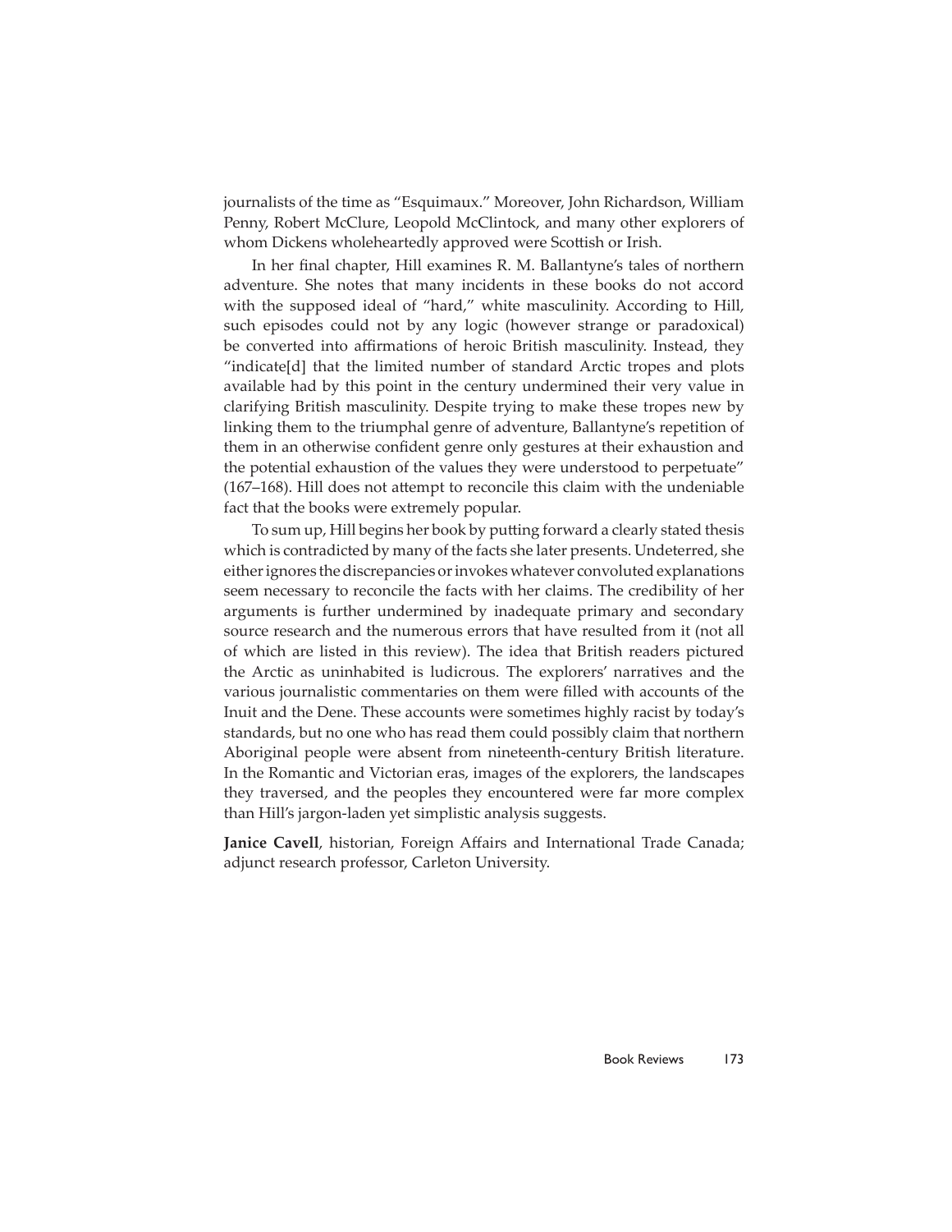journalists of the time as "Esquimaux." Moreover, John Richardson, William Penny, Robert McClure, Leopold McClintock, and many other explorers of whom Dickens wholeheartedly approved were Scottish or Irish.

In her final chapter, Hill examines R. M. Ballantyne's tales of northern adventure. She notes that many incidents in these books do not accord with the supposed ideal of "hard," white masculinity. According to Hill, such episodes could not by any logic (however strange or paradoxical) be converted into affirmations of heroic British masculinity. Instead, they "indicate[d] that the limited number of standard Arctic tropes and plots available had by this point in the century undermined their very value in clarifying British masculinity. Despite trying to make these tropes new by linking them to the triumphal genre of adventure, Ballantyne's repetition of them in an otherwise confident genre only gestures at their exhaustion and the potential exhaustion of the values they were understood to perpetuate" (167–168). Hill does not attempt to reconcile this claim with the undeniable fact that the books were extremely popular.

To sum up, Hill begins her book by putting forward a clearly stated thesis which is contradicted by many of the facts she later presents. Undeterred, she either ignores the discrepancies or invokes whatever convoluted explanations seem necessary to reconcile the facts with her claims. The credibility of her arguments is further undermined by inadequate primary and secondary source research and the numerous errors that have resulted from it (not all of which are listed in this review). The idea that British readers pictured the Arctic as uninhabited is ludicrous. The explorers' narratives and the various journalistic commentaries on them were filled with accounts of the Inuit and the Dene. These accounts were sometimes highly racist by today's standards, but no one who has read them could possibly claim that northern Aboriginal people were absent from nineteenth-century British literature. In the Romantic and Victorian eras, images of the explorers, the landscapes they traversed, and the peoples they encountered were far more complex than Hill's jargon-laden yet simplistic analysis suggests.

**Janice Cavell**, historian, Foreign Affairs and International Trade Canada; adjunct research professor, Carleton University.